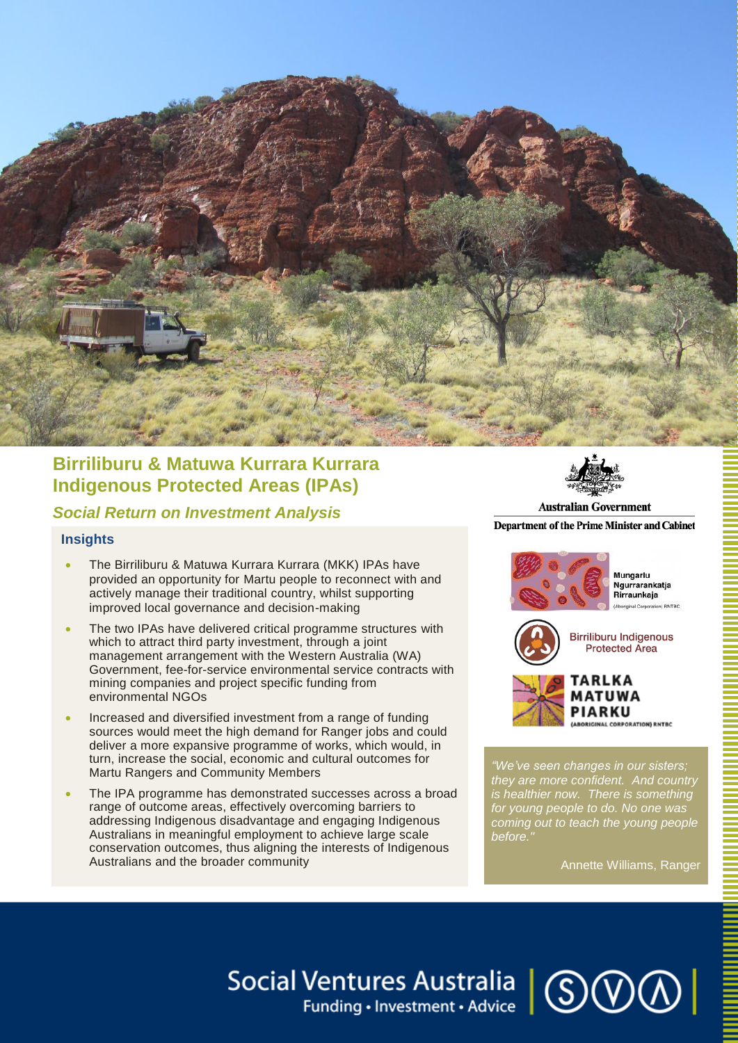# Birriliburu & Matuwa Kurrara Kurrara Indigenous Protected Areas (IPAs)

## *Social Return on Investment Analysis*

Australian Government

Department of the Prime Minister and Cabinet

Mungarlu Ngurrarankatja Rirraunkaja (Aboriginal Corporation) RNTBC

Birriliburu Indigenous Protected Area

TARLKA MATUWA PIARKU (ABORIGINAL CORPORATION) RNTBC

### Insights

- The Birriliburu & Matuwa Kurrara Kurrara (MKK) IPAs have provided an opportunity for Martu people to reconnect with and actively manage their traditional country, whilst supporting improved local governance and decision-making
- The two IPAs have delivered critical programme structures with which to attract third party investment, through a joint management arrangement with the Western Australia (WA) Government, fee-for-service environmental service contracts with mining companies and project specific funding from environmental NGOs
- Increased and diversified investment from a range of funding sources would meet the high demand for Ranger jobs and could deliver a more expansive programme of works, which would, in turn, increase the social, economic and cultural outcomes for Martu Rangers and Community Members
- The IPA programme has demonstrated successes across a broad range of outcome areas, effectively overcoming barriers to addressing Indigenous disadvantage and engaging Indigenous Australians in meaningful employment to achieve large scale conservation outcomes, thus aligning the interests of Indigenous Australians and the broader community

*"We've seen changes in our sisters; they are more confident. And country is healthier now. There is something for young people to do. No one was coming out to teach the young people before."*

Annette Williams, Ranger

Social Ventures Australia

Funding • Investment • Advice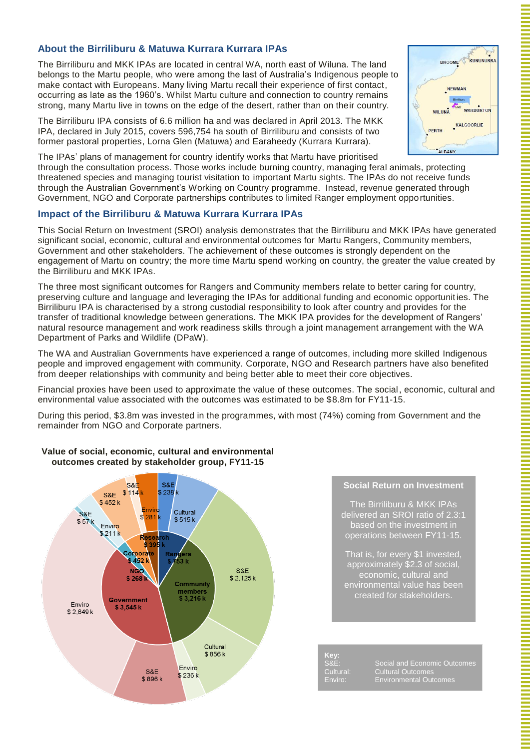## About the Birriliburu & Matuwa Kurrara Kurrara IPAs

The Birriliburu and MKK IPAs are located in central WA, north east of Wiluna. The land belongs to the Martu people, who were among the last of Australia's Indigenous people to make contact with Europeans. Many living Martu recall their experience of first contact, occurring as late as the 1960's. Whilst Martu culture and connection to country remains strong, many Martu live in towns on the edge of the desert, rather than on their country.

The Birriliburu IPA consists of 6.6 million ha and was declared in April 2013. The MKK IPA, declared in July 2015, covers 596,754 ha south of Birriliburu and consists of two former pastoral properties, Lorna Glen (Matuwa) and Earaheedy (Kurrara Kurrara).

The IPAs' plans of management for country identify works that Martu have prioritised through the consultation process. Those works include burning country, managing feral animals, protecting threatened species and managing tourist visitation to important Martu sights. The IPAs do not receive funds through the Australian Government's Working on Country programme. Instead, revenue generated through Government, NGO and Corporate partnerships contributes to limited Ranger employment opportunities.

## Impact of the Birriliburu & Matuwa Kurrara Kurrara IPAs

This Social Return on Investment (SROI) analysis demonstrates that the Birriliburu and MKK IPAs have generated significant social, economic, cultural and environmental outcomes for Martu Rangers, Community members, Government and other stakeholders. The achievement of these outcomes is strongly dependent on the engagement of Martu on country; the more time Martu spend working on country, the greater the value created by the Birriliburu and MKK IPAs.

The three most significant outcomes for Rangers and Community members relate to better caring for country, preserving culture and language and leveraging the IPAs for additional funding and economic opportunities. The Birriliburu IPA is characterised by a strong custodial responsibility to look after country and provides for the transfer of traditional knowledge between generations. The MKK IPA provides for the development of Rangers' natural resource management and work readiness skills through a joint management arrangement with the WA Department of Parks and Wildlife (DPaW).

The WA and Australian Governments have experienced a range of outcomes, including more skilled Indigenous people and improved engagement with community. Corporate, NGO and Research partners have also benefited from deeper relationships with community and being better able to meet their core objectives.

Financial proxies have been used to approximate the value of these outcomes. The social, economic, cultural and environmental value associated with the outcomes was estimated to be $8.8m for FY11-15.

During this period, $3.8m was invested in the programmes, with most (74%) coming from Government and the remainder from NGO and Corporate partners.

**Value of social, economic, cultural and environmental outcomes created by stakeholder group, FY11-15**

| Stakeholder group | Total | S&E | Cultural | Enviro |
|---|---|---|---|---|
| Rangers | $ 753 k | $ 238 k | $ 515 k | |
| Community members | $ 3,216 k | $ 2,125 k | $ 856 k | $ 236 k |
| Government | $ 3,545 k | $ 896 k | | $ 2,649 k |
| NGO | $ 268 k | $ 57 k | | $ 211 k |
| Corporate | $ 452 k | $ 452 k | | |
| Research | $ 395 k | $ 114 k | | $ 281 k |

### Social Return on Investment

The Birriliburu & MKK IPAs delivered an SROI ratio of 2.3:1 based on the investment in operations between FY11-15.

That is, for every $1 invested, approximately $2.3 of social, economic, cultural and environmental value has been created for stakeholders.

**Key:**

S&E: Social and Economic Outcomes
Cultural: Cultural Outcomes
Enviro: Environmental Outcomes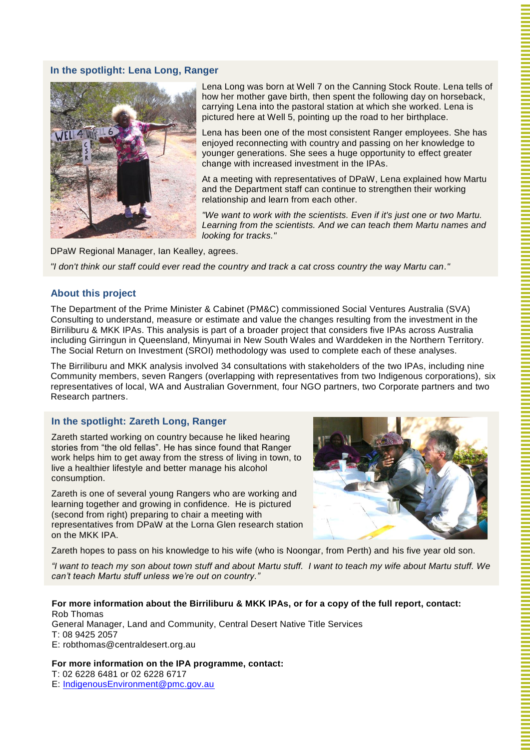### In the spotlight: Lena Long, Ranger

Lena Long was born at Well 7 on the Canning Stock Route. Lena tells of how her mother gave birth, then spent the following day on horseback, carrying Lena into the pastoral station at which she worked. Lena is pictured here at Well 5, pointing up the road to her birthplace.

Lena has been one of the most consistent Ranger employees. She has enjoyed reconnecting with country and passing on her knowledge to younger generations. She sees a huge opportunity to effect greater change with increased investment in the IPAs.

At a meeting with representatives of DPaW, Lena explained how Martu and the Department staff can continue to strengthen their working relationship and learn from each other.

*"We want to work with the scientists. Even if it's just one or two Martu. Learning from the scientists. And we can teach them Martu names and looking for tracks."*

DPaW Regional Manager, Ian Kealley, agrees.

*"I don't think our staff could ever read the country and track a cat cross country the way Martu can."*

### About this project

The Department of the Prime Minister & Cabinet (PM&C) commissioned Social Ventures Australia (SVA) Consulting to understand, measure or estimate and value the changes resulting from the investment in the Birriliburu & MKK IPAs. This analysis is part of a broader project that considers five IPAs across Australia including Girringun in Queensland, Minyumai in New South Wales and Warddeken in the Northern Territory. The Social Return on Investment (SROI) methodology was used to complete each of these analyses.

The Birriliburu and MKK analysis involved 34 consultations with stakeholders of the two IPAs, including nine Community members, seven Rangers (overlapping with representatives from two Indigenous corporations), six representatives of local, WA and Australian Government, four NGO partners, two Corporate partners and two Research partners.

### In the spotlight: Zareth Long, Ranger

Zareth started working on country because he liked hearing stories from "the old fellas". He has since found that Ranger work helps him to get away from the stress of living in town, to live a healthier lifestyle and better manage his alcohol consumption.

Zareth is one of several young Rangers who are working and learning together and growing in confidence. He is pictured (second from right) preparing to chair a meeting with representatives from DPaW at the Lorna Glen research station on the MKK IPA.

Zareth hopes to pass on his knowledge to his wife (who is Noongar, from Perth) and his five year old son.

*"I want to teach my son about town stuff and about Martu stuff. I want to teach my wife about Martu stuff. We can't teach Martu stuff unless we're out on country."*

**For more information about the Birriliburu & MKK IPAs, or for a copy of the full report, contact:**
Rob Thomas
General Manager, Land and Community, Central Desert Native Title Services
T: 08 9425 2057
E: robthomas@centraldesert.org.au

**For more information on the IPA programme, contact:**
T: 02 6228 6481 or 02 6228 6717
E: IndigenousEnvironment@pmc.gov.au